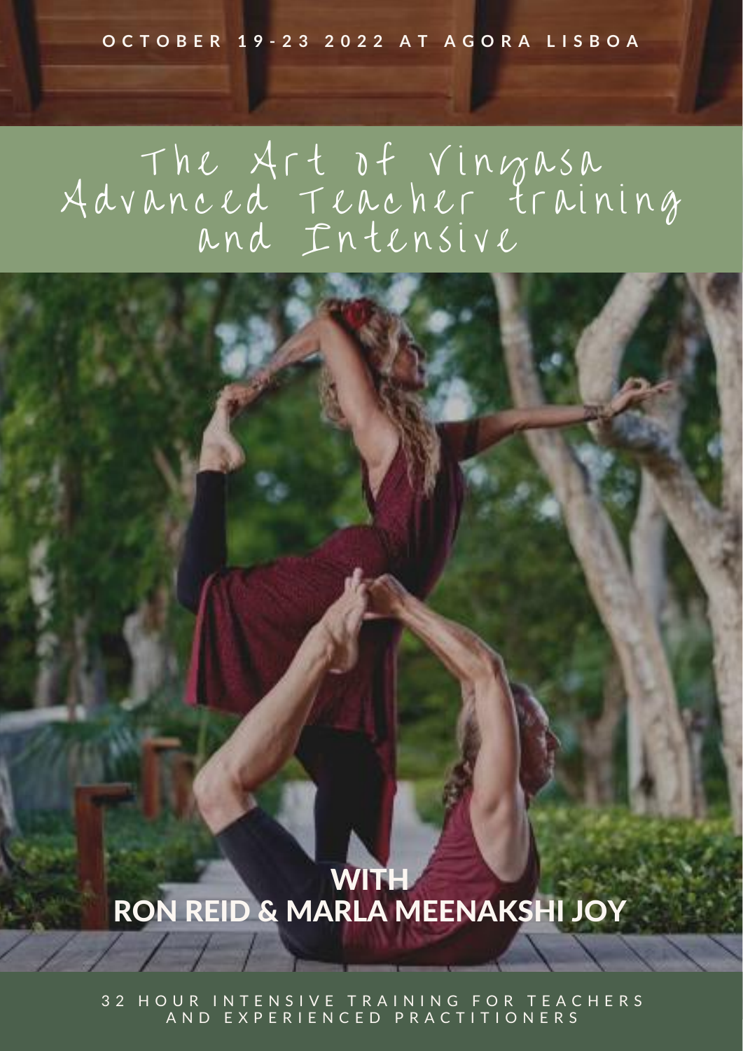OCTOBER 19-23 2022 AT AGORA LISBOA

# The Art of Vinyasa Advanced Teacher training and Intensive

## WITH RON REID & MARLA MEENAKSHI JOY

32 HOUR INTENSIVE TRAINING FOR TEACHERS AND EXPERIENCED PRACTITIONERS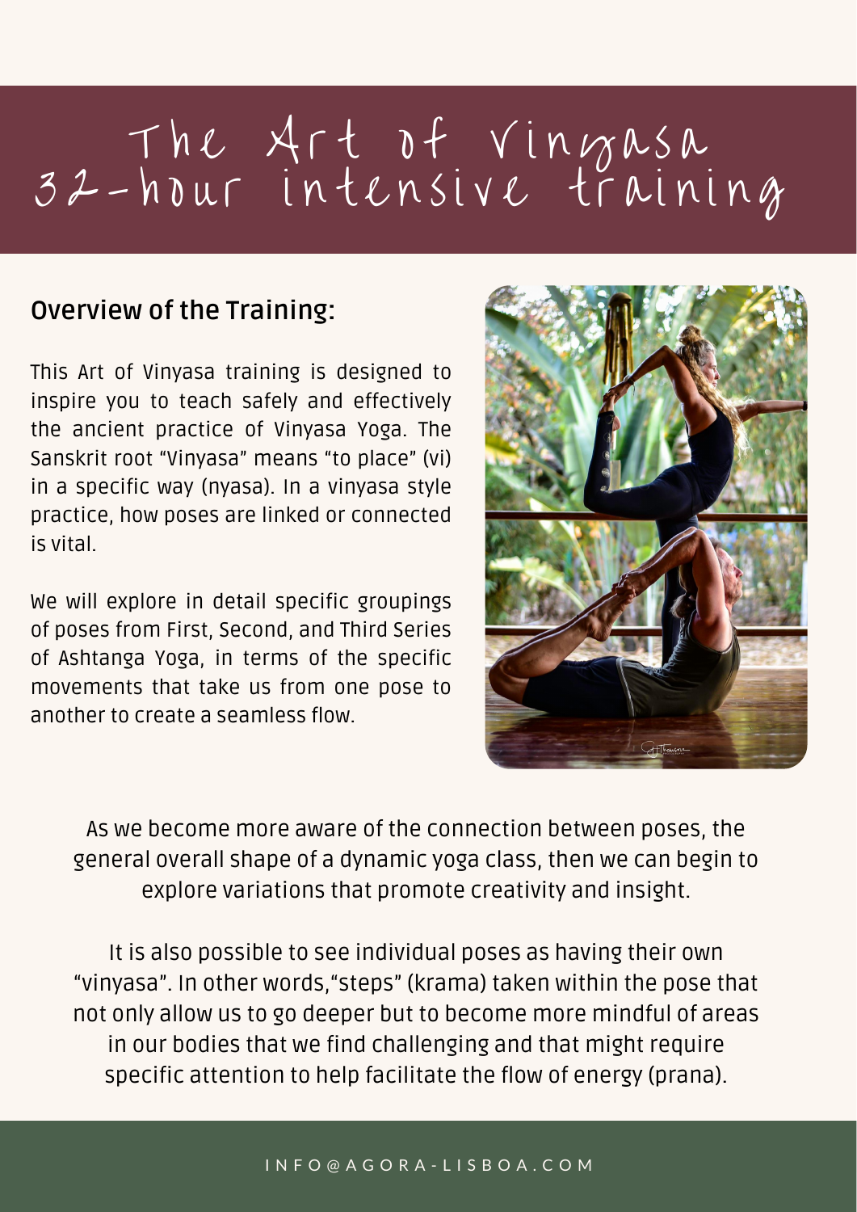# The Art of Vinyasa
# 32-hour intensive training

## Overview of the Training:

This Art of Vinyasa training is designed to inspire you to teach safely and effectively the ancient practice of Vinyasa Yoga. The Sanskrit root "Vinyasa" means "to place" (vi) in a specific way (nyasa). In a vinyasa style practice, how poses are linked or connected is vital.

We will explore in detail specific groupings of poses from First, Second, and Third Series of Ashtanga Yoga, in terms of the specific movements that take us from one pose to another to create a seamless flow.

As we become more aware of the connection between poses, the general overall shape of a dynamic yoga class, then we can begin to explore variations that promote creativity and insight.

It is also possible to see individual poses as having their own "vinyasa". In other words,"steps" (krama) taken within the pose that not only allow us to go deeper but to become more mindful of areas in our bodies that we find challenging and that might require specific attention to help facilitate the flow of energy (prana).

INFO@AGORA-LISBOA.COM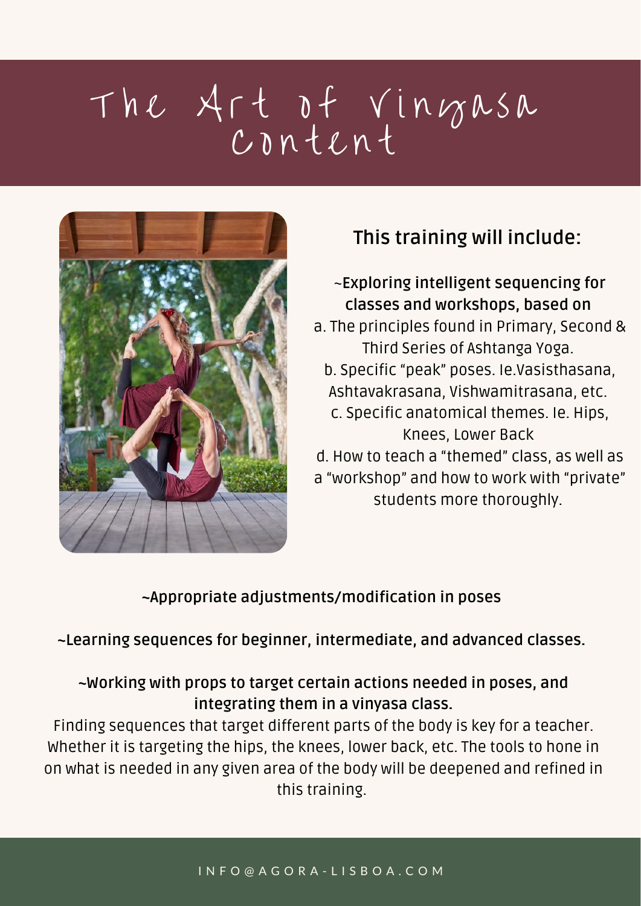# The Art of Vinyasa Content

## This training will include:

**~Exploring intelligent sequencing for classes and workshops, based on**

a. The principles found in Primary, Second & Third Series of Ashtanga Yoga.
b. Specific "peak" poses. Ie.Vasisthasana, Ashtavakrasana, Vishwamitrasana, etc.
c. Specific anatomical themes. Ie. Hips, Knees, Lower Back
d. How to teach a "themed" class, as well as a "workshop" and how to work with "private" students more thoroughly.

**~Appropriate adjustments/modification in poses**

**~Learning sequences for beginner, intermediate, and advanced classes.**

**~Working with props to target certain actions needed in poses, and integrating them in a vinyasa class.**

Finding sequences that target different parts of the body is key for a teacher. Whether it is targeting the hips, the knees, lower back, etc. The tools to hone in on what is needed in any given area of the body will be deepened and refined in this training.

INFO@AGORA-LISBOA.COM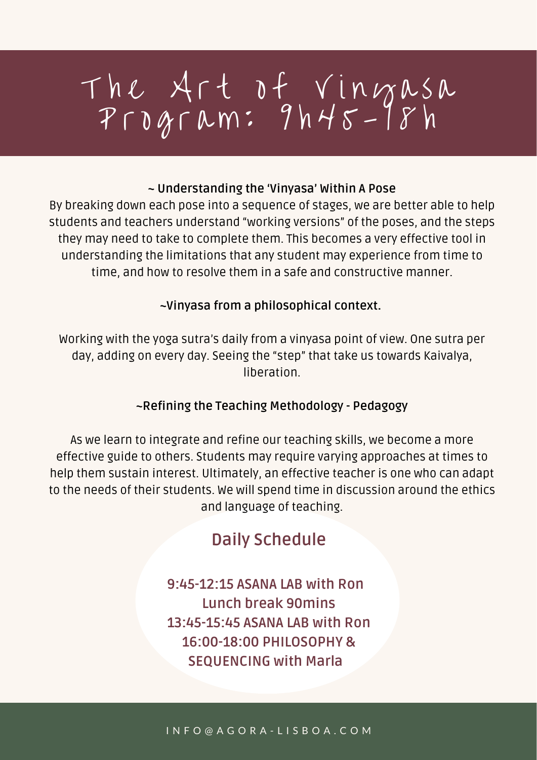# The Art of Vinyasa Program: 9h45-18h

**~ Understanding the 'Vinyasa' Within A Pose**

By breaking down each pose into a sequence of stages, we are better able to help students and teachers understand "working versions" of the poses, and the steps they may need to take to complete them. This becomes a very effective tool in understanding the limitations that any student may experience from time to time, and how to resolve them in a safe and constructive manner.

**~Vinyasa from a philosophical context.**

Working with the yoga sutra's daily from a vinyasa point of view. One sutra per day, adding on every day. Seeing the "step" that take us towards Kaivalya, liberation.

**~Refining the Teaching Methodology - Pedagogy**

As we learn to integrate and refine our teaching skills, we become a more effective guide to others. Students may require varying approaches at times to help them sustain interest. Ultimately, an effective teacher is one who can adapt to the needs of their students. We will spend time in discussion around the ethics and language of teaching.

## Daily Schedule

9:45-12:15 ASANA LAB with Ron
Lunch break 90mins
13:45-15:45 ASANA LAB with Ron
16:00-18:00 PHILOSOPHY & SEQUENCING with Marla

INFO@AGORA-LISBOA.COM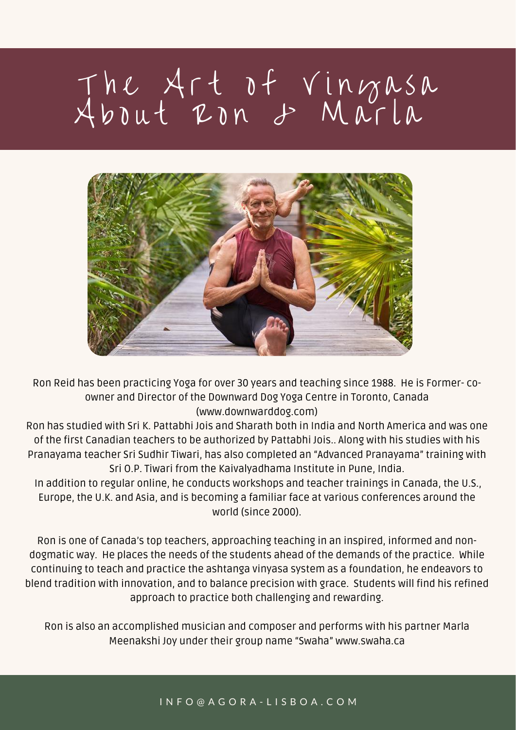# The Art of Vinyasa
# About Ron & Marla

Ron Reid has been practicing Yoga for over 30 years and teaching since 1988. He is Former- co-owner and Director of the Downward Dog Yoga Centre in Toronto, Canada (www.downwarddog.com)

Ron has studied with Sri K. Pattabhi Jois and Sharath both in India and North America and was one of the first Canadian teachers to be authorized by Pattabhi Jois.. Along with his studies with his Pranayama teacher Sri Sudhir Tiwari, has also completed an “Advanced Pranayama” training with Sri O.P. Tiwari from the Kaivalyadhama Institute in Pune, India.

In addition to regular online, he conducts workshops and teacher trainings in Canada, the U.S., Europe, the U.K. and Asia, and is becoming a familiar face at various conferences around the world (since 2000).

Ron is one of Canada’s top teachers, approaching teaching in an inspired, informed and non-dogmatic way. He places the needs of the students ahead of the demands of the practice. While continuing to teach and practice the ashtanga vinyasa system as a foundation, he endeavors to blend tradition with innovation, and to balance precision with grace. Students will find his refined approach to practice both challenging and rewarding.

Ron is also an accomplished musician and composer and performs with his partner Marla Meenakshi Joy under their group name “Swaha” www.swaha.ca

INFO@AGORA-LISBOA.COM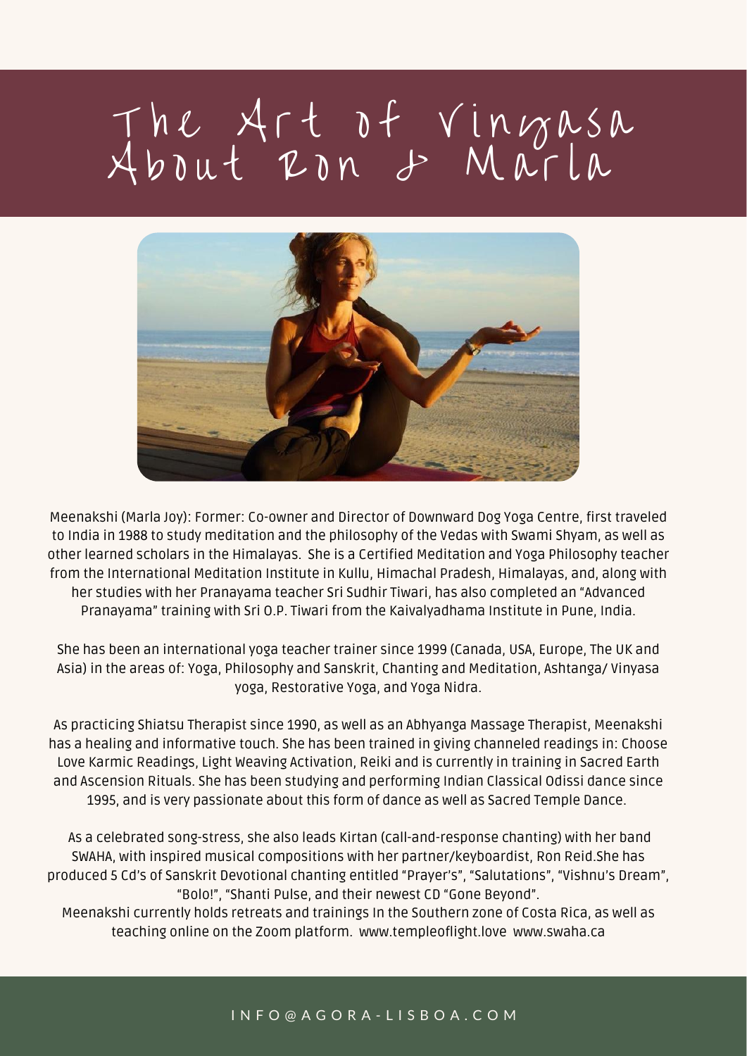# The Art of Vinyasa
# About Ron & Marla

Meenakshi (Marla Joy): Former: Co-owner and Director of Downward Dog Yoga Centre, first traveled to India in 1988 to study meditation and the philosophy of the Vedas with Swami Shyam, as well as other learned scholars in the Himalayas. She is a Certified Meditation and Yoga Philosophy teacher from the International Meditation Institute in Kullu, Himachal Pradesh, Himalayas, and, along with her studies with her Pranayama teacher Sri Sudhir Tiwari, has also completed an "Advanced Pranayama" training with Sri O.P. Tiwari from the Kaivalyadhama Institute in Pune, India.

She has been an international yoga teacher trainer since 1999 (Canada, USA, Europe, The UK and Asia) in the areas of: Yoga, Philosophy and Sanskrit, Chanting and Meditation, Ashtanga/ Vinyasa yoga, Restorative Yoga, and Yoga Nidra.

As practicing Shiatsu Therapist since 1990, as well as an Abhyanga Massage Therapist, Meenakshi has a healing and informative touch. She has been trained in giving channeled readings in: Choose Love Karmic Readings, Light Weaving Activation, Reiki and is currently in training in Sacred Earth and Ascension Rituals. She has been studying and performing Indian Classical Odissi dance since 1995, and is very passionate about this form of dance as well as Sacred Temple Dance.

As a celebrated song-stress, she also leads Kirtan (call-and-response chanting) with her band SWAHA, with inspired musical compositions with her partner/keyboardist, Ron Reid.She has produced 5 Cd's of Sanskrit Devotional chanting entitled "Prayer's", "Salutations", "Vishnu's Dream", "Bolo!", "Shanti Pulse, and their newest CD "Gone Beyond".
Meenakshi currently holds retreats and trainings In the Southern zone of Costa Rica, as well as teaching online on the Zoom platform. www.templeoflight.love www.swaha.ca

INFO@AGORA-LISBOA.COM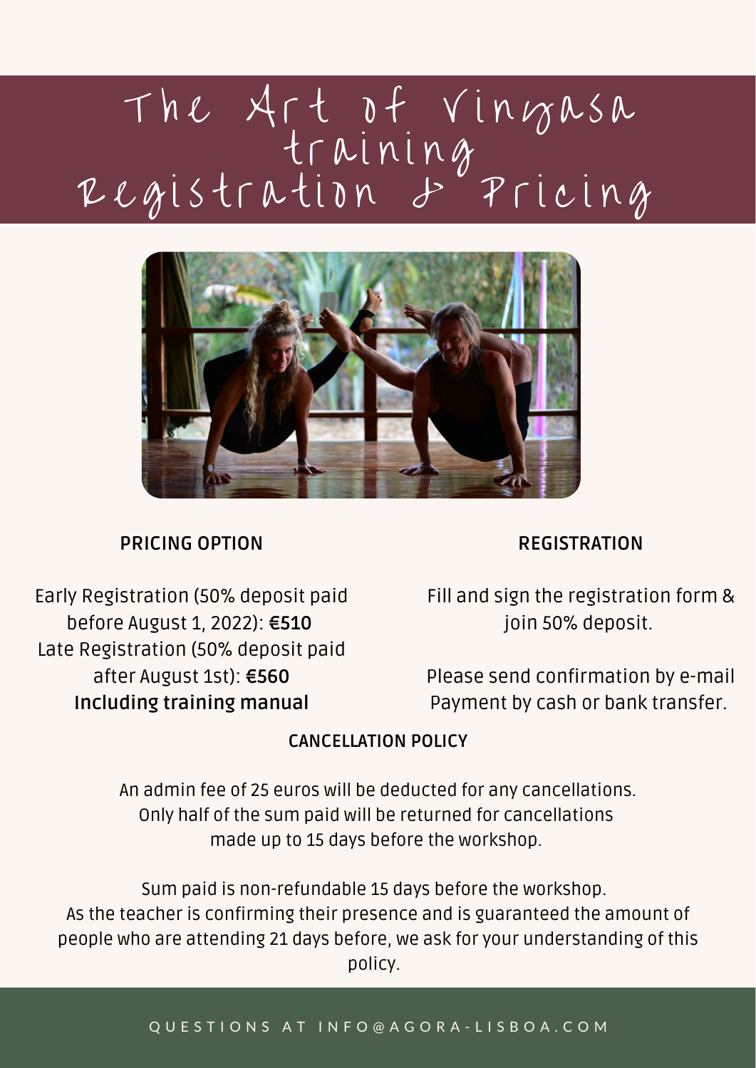# The Art of Vinyasa training Registration & Pricing

## PRICING OPTION

Early Registration (50% deposit paid before August 1, 2022): **€510**
Late Registration (50% deposit paid after August 1st): **€560**
**Including training manual**

## REGISTRATION

Fill and sign the registration form & join 50% deposit.

Please send confirmation by e-mail
Payment by cash or bank transfer.

## CANCELLATION POLICY

An admin fee of 25 euros will be deducted for any cancellations.
Only half of the sum paid will be returned for cancellations made up to 15 days before the workshop.

Sum paid is non-refundable 15 days before the workshop.
As the teacher is confirming their presence and is guaranteed the amount of people who are attending 21 days before, we ask for your understanding of this policy.

QUESTIONS AT INFO@AGORA-LISBOA.COM